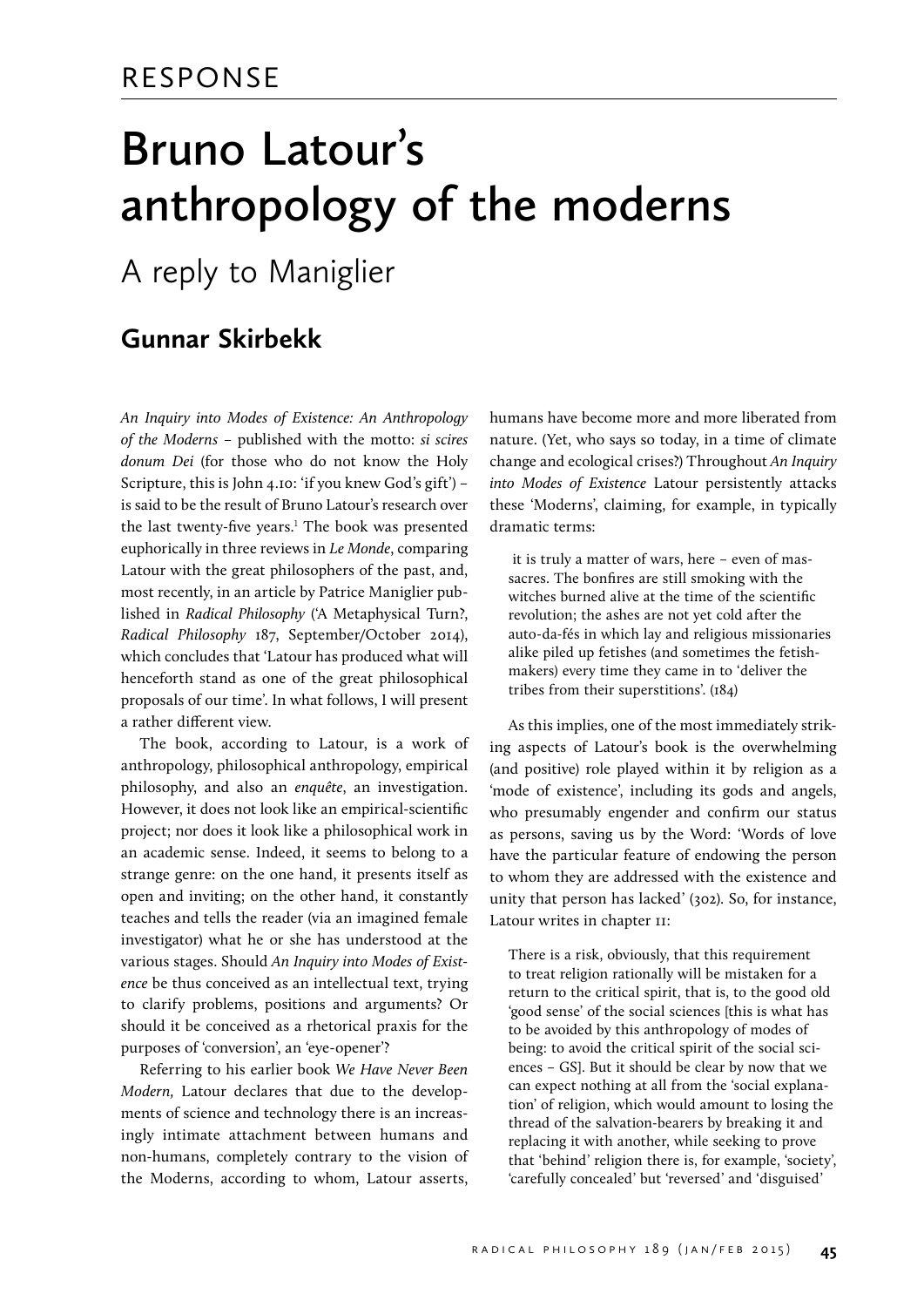RESPONSE

# Bruno Latour's anthropology of the moderns

## A reply to Maniglier

### Gunnar Skirbekk

*An Inquiry into Modes of Existence: An Anthropology of the Moderns* – published with the motto: *si scires donum Dei* (for those who do not know the Holy Scripture, this is John 4.10: 'if you knew God's gift') – is said to be the result of Bruno Latour's research over the last twenty-five years.[1] The book was presented euphorically in three reviews in *Le Monde*, comparing Latour with the great philosophers of the past, and, most recently, in an article by Patrice Maniglier published in *Radical Philosophy* ('A Metaphysical Turn?, *Radical Philosophy* 187, September/October 2014), which concludes that 'Latour has produced what will henceforth stand as one of the great philosophical proposals of our time'. In what follows, I will present a rather different view.

The book, according to Latour, is a work of anthropology, philosophical anthropology, empirical philosophy, and also an *enquête*, an investigation. However, it does not look like an empirical-scientific project; nor does it look like a philosophical work in an academic sense. Indeed, it seems to belong to a strange genre: on the one hand, it presents itself as open and inviting; on the other hand, it constantly teaches and tells the reader (via an imagined female investigator) what he or she has understood at the various stages. Should *An Inquiry into Modes of Existence* be thus conceived as an intellectual text, trying to clarify problems, positions and arguments? Or should it be conceived as a rhetorical praxis for the purposes of 'conversion', an 'eye-opener'?

Referring to his earlier book *We Have Never Been Modern,* Latour declares that due to the developments of science and technology there is an increasingly intimate attachment between humans and non-humans, completely contrary to the vision of the Moderns, according to whom, Latour asserts, humans have become more and more liberated from nature. (Yet, who says so today, in a time of climate change and ecological crises?) Throughout *An Inquiry into Modes of Existence* Latour persistently attacks these 'Moderns', claiming, for example, in typically dramatic terms:

> it is truly a matter of wars, here – even of massacres. The bonfires are still smoking with the witches burned alive at the time of the scientific revolution; the ashes are not yet cold after the auto-da-fés in which lay and religious missionaries alike piled up fetishes (and sometimes the fetish-makers) every time they came in to 'deliver the tribes from their superstitions'. (184)

As this implies, one of the most immediately striking aspects of Latour's book is the overwhelming (and positive) role played within it by religion as a 'mode of existence', including its gods and angels, who presumably engender and confirm our status as persons, saving us by the Word: 'Words of love have the particular feature of endowing the person to whom they are addressed with the existence and unity that person has lacked' (302). So, for instance, Latour writes in chapter 11:

> There is a risk, obviously, that this requirement to treat religion rationally will be mistaken for a return to the critical spirit, that is, to the good old 'good sense' of the social sciences [this is what has to be avoided by this anthropology of modes of being: to avoid the critical spirit of the social sciences – GS]. But it should be clear by now that we can expect nothing at all from the 'social explanation' of religion, which would amount to losing the thread of the salvation-bearers by breaking it and replacing it with another, while seeking to prove that 'behind' religion there is, for example, 'society', 'carefully concealed' but 'reversed' and 'disguised'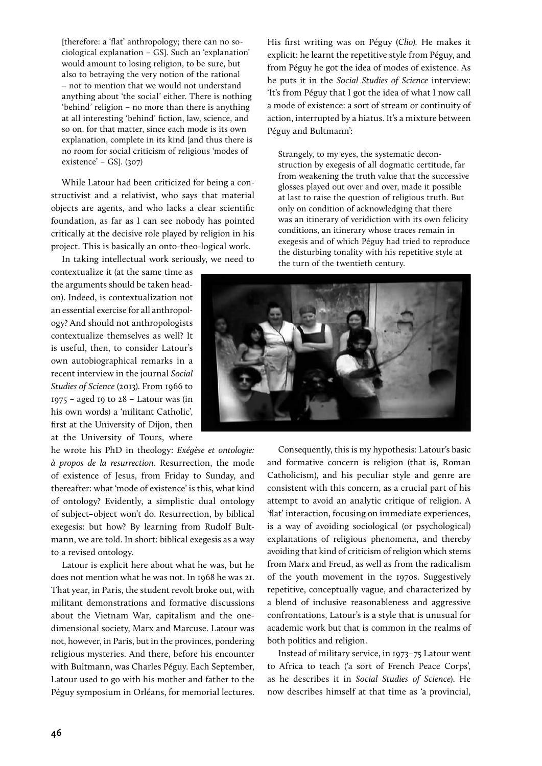[therefore: a 'flat' anthropology; there can no sociological explanation – GS]. Such an 'explanation' would amount to losing religion, to be sure, but also to betraying the very notion of the rational – not to mention that we would not understand anything about 'the social' either. There is nothing 'behind' religion – no more than there is anything at all interesting 'behind' fiction, law, science, and so on, for that matter, since each mode is its own explanation, complete in its kind [and thus there is no room for social criticism of religious 'modes of existence' – GS]. (307)

While Latour had been criticized for being a constructivist and a relativist, who says that material objects are agents, and who lacks a clear scientific foundation, as far as I can see nobody has pointed critically at the decisive role played by religion in his project. This is basically an onto-theo-logical work.

In taking intellectual work seriously, we need to contextualize it (at the same time as the arguments should be taken head-on). Indeed, is contextualization not an essential exercise for all anthropology? And should not anthropologists contextualize themselves as well? It is useful, then, to consider Latour's own autobiographical remarks in a recent interview in the journal *Social Studies of Science* (2013). From 1966 to 1975 – aged 19 to 28 – Latour was (in his own words) a 'militant Catholic', first at the University of Dijon, then at the University of Tours, where he wrote his PhD in theology: *Exégèse et ontologie: à propos de la resurrection*. Resurrection, the mode of existence of Jesus, from Friday to Sunday, and thereafter: what 'mode of existence' is this, what kind of ontology? Evidently, a simplistic dual ontology of subject–object won't do. Resurrection, by biblical exegesis: but how? By learning from Rudolf Bultmann, we are told. In short: biblical exegesis as a way to a revised ontology.

Latour is explicit here about what he was, but he does not mention what he was not. In 1968 he was 21. That year, in Paris, the student revolt broke out, with militant demonstrations and formative discussions about the Vietnam War, capitalism and the one-dimensional society, Marx and Marcuse. Latour was not, however, in Paris, but in the provinces, pondering religious mysteries. And there, before his encounter with Bultmann, was Charles Péguy. Each September, Latour used to go with his mother and father to the Péguy symposium in Orléans, for memorial lectures. His first writing was on Péguy (*Clio).* He makes it explicit: he learnt the repetitive style from Péguy, and from Péguy he got the idea of modes of existence. As he puts it in the *Social Studies of Science* interview: 'It's from Péguy that I got the idea of what I now call a mode of existence: a sort of stream or continuity of action, interrupted by a hiatus. It's a mixture between Péguy and Bultmann':

> Strangely, to my eyes, the systematic deconstruction by exegesis of all dogmatic certitude, far from weakening the truth value that the successive glosses played out over and over, made it possible at last to raise the question of religious truth. But only on condition of acknowledging that there was an itinerary of veridiction with its own felicity conditions, an itinerary whose traces remain in exegesis and of which Péguy had tried to reproduce the disturbing tonality with his repetitive style at the turn of the twentieth century.

Consequently, this is my hypothesis: Latour's basic and formative concern is religion (that is, Roman Catholicism), and his peculiar style and genre are consistent with this concern, as a crucial part of his attempt to avoid an analytic critique of religion. A 'flat' interaction, focusing on immediate experiences, is a way of avoiding sociological (or psychological) explanations of religious phenomena, and thereby avoiding that kind of criticism of religion which stems from Marx and Freud, as well as from the radicalism of the youth movement in the 1970s. Suggestively repetitive, conceptually vague, and characterized by a blend of inclusive reasonableness and aggressive confrontations, Latour's is a style that is unusual for academic work but that is common in the realms of both politics and religion.

Instead of military service, in 1973–75 Latour went to Africa to teach ('a sort of French Peace Corps', as he describes it in *Social Studies of Science*). He now describes himself at that time as 'a provincial,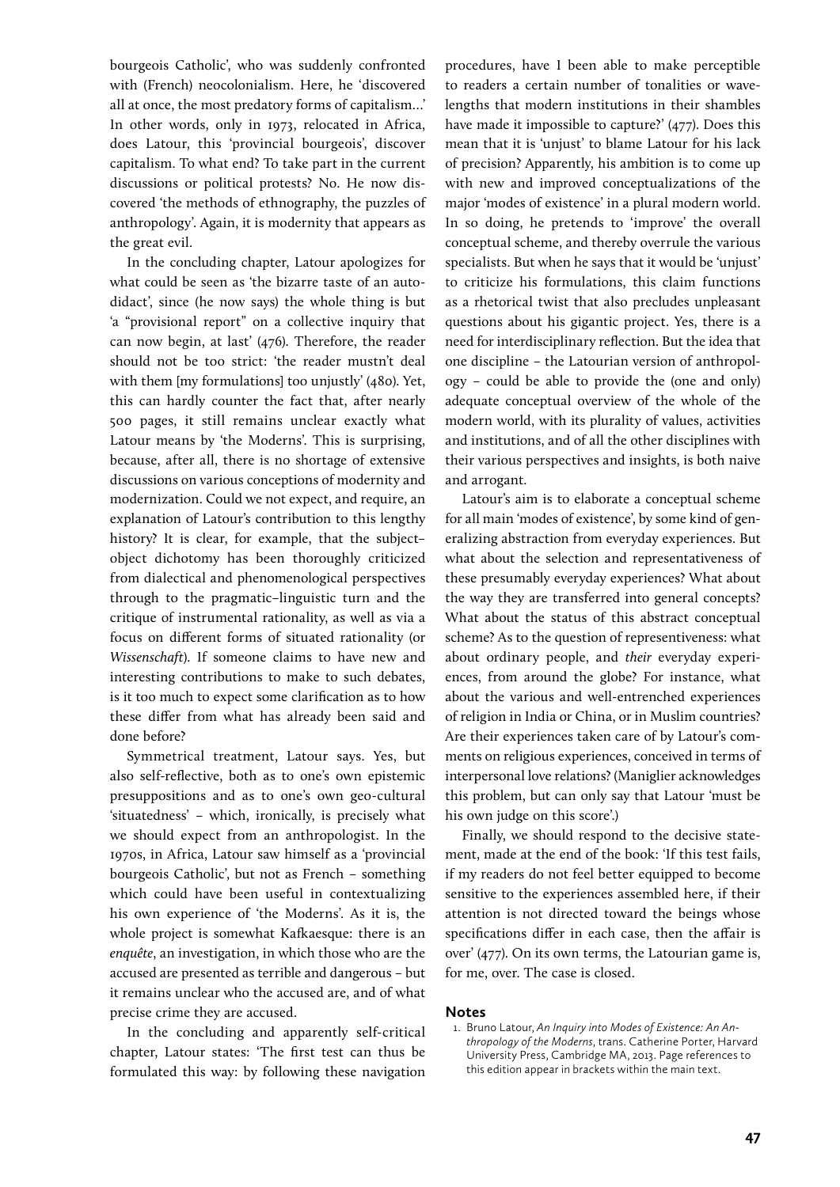bourgeois Catholic', who was suddenly confronted with (French) neocolonialism. Here, he 'discovered all at once, the most predatory forms of capitalism…' In other words, only in 1973, relocated in Africa, does Latour, this 'provincial bourgeois', discover capitalism. To what end? To take part in the current discussions or political protests? No. He now discovered 'the methods of ethnography, the puzzles of anthropology'. Again, it is modernity that appears as the great evil.

In the concluding chapter, Latour apologizes for what could be seen as 'the bizarre taste of an autodidact', since (he now says) the whole thing is but 'a "provisional report" on a collective inquiry that can now begin, at last' (476). Therefore, the reader should not be too strict: 'the reader mustn't deal with them [my formulations] too unjustly' (480). Yet, this can hardly counter the fact that, after nearly 500 pages, it still remains unclear exactly what Latour means by 'the Moderns'. This is surprising, because, after all, there is no shortage of extensive discussions on various conceptions of modernity and modernization. Could we not expect, and require, an explanation of Latour's contribution to this lengthy history? It is clear, for example, that the subject–object dichotomy has been thoroughly criticized from dialectical and phenomenological perspectives through to the pragmatic–linguistic turn and the critique of instrumental rationality, as well as via a focus on different forms of situated rationality (or *Wissenschaft*). If someone claims to have new and interesting contributions to make to such debates, is it too much to expect some clarification as to how these differ from what has already been said and done before?

Symmetrical treatment, Latour says. Yes, but also self-reflective, both as to one's own epistemic presuppositions and as to one's own geo-cultural 'situatedness' – which, ironically, is precisely what we should expect from an anthropologist. In the 1970s, in Africa, Latour saw himself as a 'provincial bourgeois Catholic', but not as French – something which could have been useful in contextualizing his own experience of 'the Moderns'. As it is, the whole project is somewhat Kafkaesque: there is an *enquête*, an investigation, in which those who are the accused are presented as terrible and dangerous – but it remains unclear who the accused are, and of what precise crime they are accused.

In the concluding and apparently self-critical chapter, Latour states: 'The first test can thus be formulated this way: by following these navigation procedures, have I been able to make perceptible to readers a certain number of tonalities or wavelengths that modern institutions in their shambles have made it impossible to capture?' (477). Does this mean that it is 'unjust' to blame Latour for his lack of precision? Apparently, his ambition is to come up with new and improved conceptualizations of the major 'modes of existence' in a plural modern world. In so doing, he pretends to 'improve' the overall conceptual scheme, and thereby overrule the various specialists. But when he says that it would be 'unjust' to criticize his formulations, this claim functions as a rhetorical twist that also precludes unpleasant questions about his gigantic project. Yes, there is a need for interdisciplinary reflection. But the idea that one discipline – the Latourian version of anthropology – could be able to provide the (one and only) adequate conceptual overview of the whole of the modern world, with its plurality of values, activities and institutions, and of all the other disciplines with their various perspectives and insights, is both naive and arrogant.

Latour's aim is to elaborate a conceptual scheme for all main 'modes of existence', by some kind of generalizing abstraction from everyday experiences. But what about the selection and representativeness of these presumably everyday experiences? What about the way they are transferred into general concepts? What about the status of this abstract conceptual scheme? As to the question of representiveness: what about ordinary people, and *their* everyday experiences, from around the globe? For instance, what about the various and well-entrenched experiences of religion in India or China, or in Muslim countries? Are their experiences taken care of by Latour's comments on religious experiences, conceived in terms of interpersonal love relations? (Maniglier acknowledges this problem, but can only say that Latour 'must be his own judge on this score'.)

Finally, we should respond to the decisive statement, made at the end of the book: 'If this test fails, if my readers do not feel better equipped to become sensitive to the experiences assembled here, if their attention is not directed toward the beings whose specifications differ in each case, then the affair is over' (477). On its own terms, the Latourian game is, for me, over. The case is closed.

## Notes

1. Bruno Latour, *An Inquiry into Modes of Existence: An Anthropology of the Moderns*, trans. Catherine Porter, Harvard University Press, Cambridge MA, 2013. Page references to this edition appear in brackets within the main text.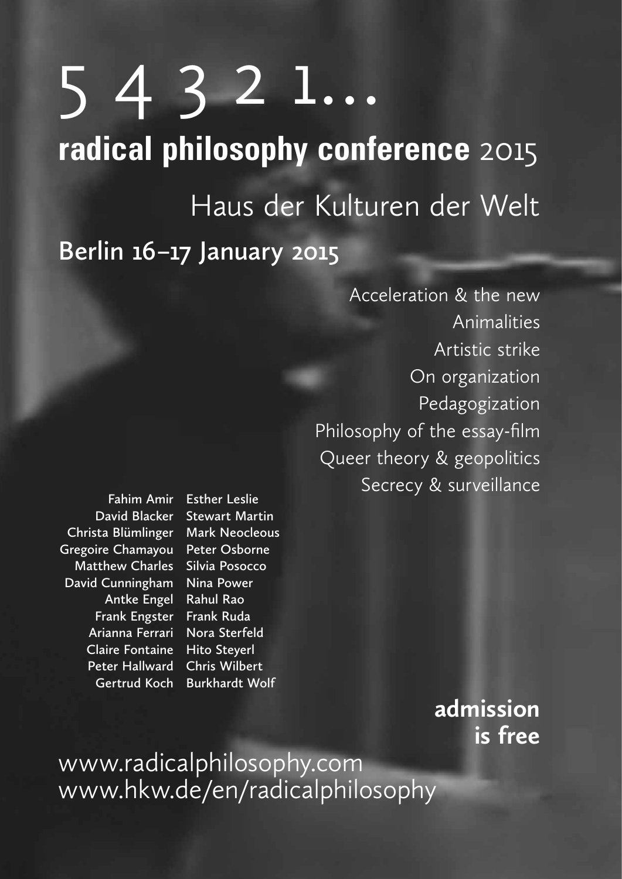# 5 4 3 2 1...

## radical philosophy conference 2015

Haus der Kulturen der Welt

**Berlin 16–17 January 2015**

Acceleration & the new
Animalities
Artistic strike
On organization
Pedagogization
Philosophy of the essay-film
Queer theory & geopolitics
Secrecy & surveillance

Fahim Amir
David Blacker
Christa Blümlinger
Gregoire Chamayou
Matthew Charles
David Cunningham
Antke Engel
Frank Engster
Arianna Ferrari
Claire Fontaine
Peter Hallward
Gertrud Koch
Esther Leslie
Stewart Martin
Mark Neocleous
Peter Osborne
Silvia Posocco
Nina Power
Rahul Rao
Frank Ruda
Nora Sterfeld
Hito Steyerl
Chris Wilbert
Burkhardt Wolf

**admission is free**

www.radicalphilosophy.com
www.hkw.de/en/radicalphilosophy